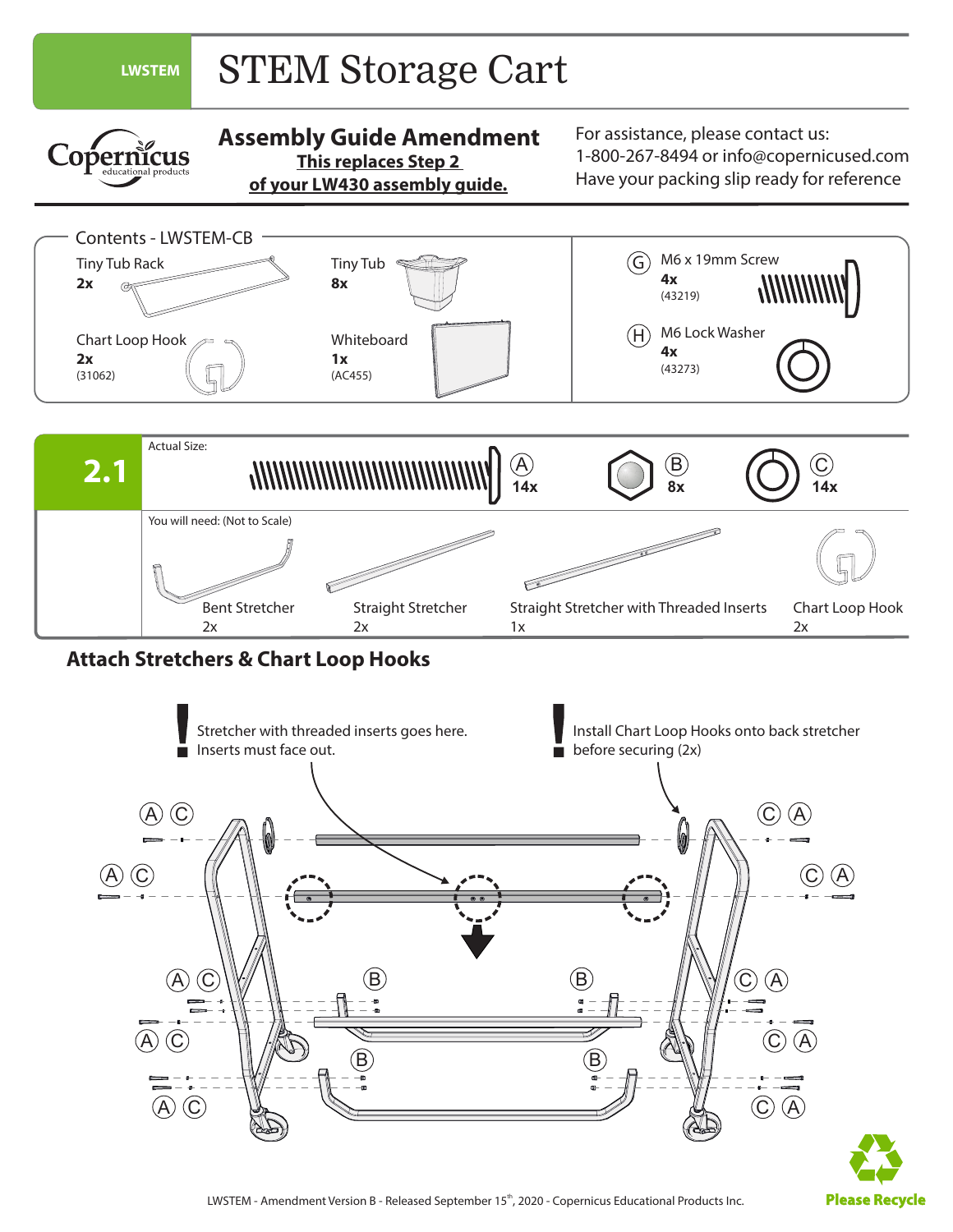LWSTEM

# STEM Storage Cart

Copernicus educational products

## Assembly Guide Amendment

**This replaces Step 2 of your LW430 assembly guide.**

For assistance, please contact us:
1-800-267-8494 or info@copernicused.com
Have your packing slip ready for reference

### Contents - LWSTEM-CB

| Item | Qty | Part # |
|---|---|---|
| Tiny Tub Rack | 2x | |
| Tiny Tub | 8x | |
| Chart Loop Hook | 2x | (31062) |
| Whiteboard | 1x | (AC455) |
| G M6 x 19mm Screw | 4x | (43219) |
| H M6 Lock Washer | 4x | (43273) |

## 2.1

Actual Size:

| A | B | C |
|---|---|---|
| 14x | 8x | 14x |

You will need: (Not to Scale)

| Bent Stretcher | Straight Stretcher | Straight Stretcher with Threaded Inserts | Chart Loop Hook |
|---|---|---|---|
| 2x | 2x | 1x | 2x |

### Attach Stretchers & Chart Loop Hooks

! Stretcher with threaded inserts goes here. Inserts must face out.

! Install Chart Loop Hooks onto back stretcher before securing (2x)

LWSTEM - Amendment Version B - Released September 15th, 2020 - Copernicus Educational Products Inc.

Please Recycle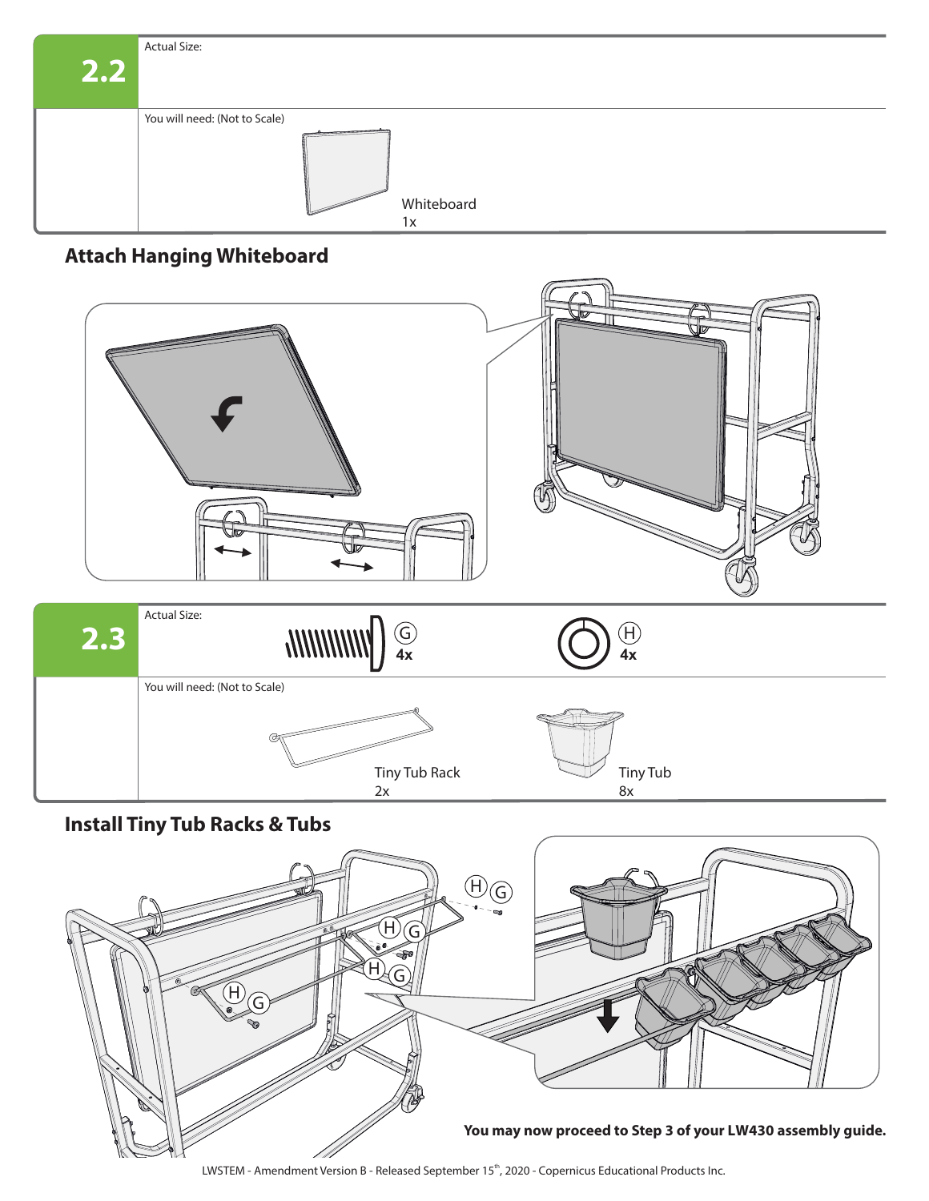## 2.2

Actual Size:

You will need: (Not to Scale)

Whiteboard
1x

### Attach Hanging Whiteboard

## 2.3

Actual Size:

G 4x

H 4x

You will need: (Not to Scale)

Tiny Tub Rack
2x

Tiny Tub
8x

### Install Tiny Tub Racks & Tubs

H G

H G

H G

H G

**You may now proceed to Step 3 of your LW430 assembly guide.**

LWSTEM - Amendment Version B - Released September 15th, 2020 - Copernicus Educational Products Inc.